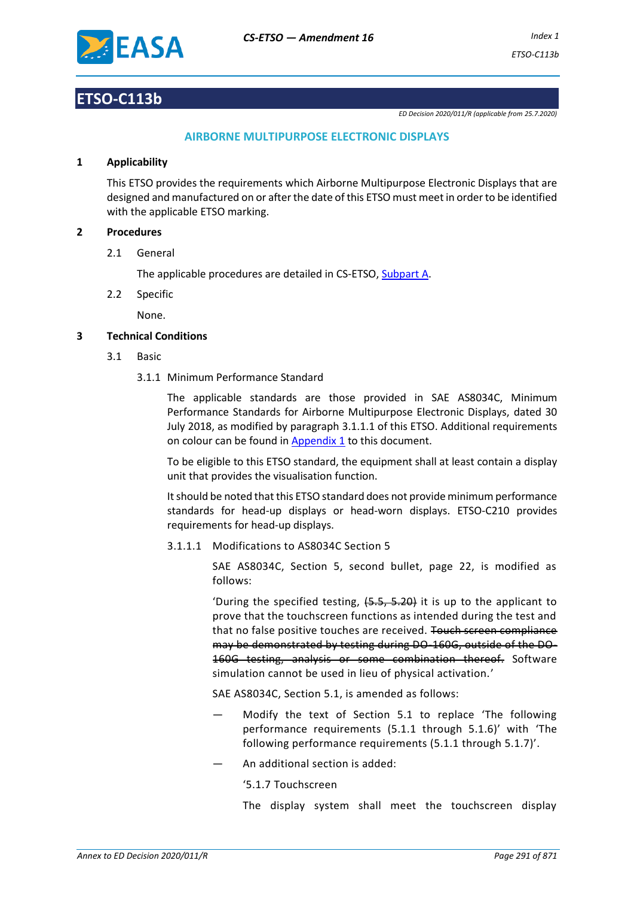# ETSO-C113b

*ED Decision 2020/011/R (applicable from 25.7.2020)*

## AIRBORNE MULTIPURPOSE ELECTRONIC DISPLAYS

### 1 Applicability

This ETSO provides the requirements which Airborne Multipurpose Electronic Displays that are designed and manufactured on or after the date of this ETSO must meet in order to be identified with the applicable ETSO marking.

### 2 Procedures

2.1 General

The applicable procedures are detailed in CS-ETSO, Subpart A.

2.2 Specific

None.

### 3 Technical Conditions

3.1 Basic

3.1.1 Minimum Performance Standard

The applicable standards are those provided in SAE AS8034C, Minimum Performance Standards for Airborne Multipurpose Electronic Displays, dated 30 July 2018, as modified by paragraph 3.1.1.1 of this ETSO. Additional requirements on colour can be found in Appendix 1 to this document.

To be eligible to this ETSO standard, the equipment shall at least contain a display unit that provides the visualisation function.

It should be noted that this ETSO standard does not provide minimum performance standards for head-up displays or head-worn displays. ETSO-C210 provides requirements for head-up displays.

3.1.1.1 Modifications to AS8034C Section 5

SAE AS8034C, Section 5, second bullet, page 22, is modified as follows:

'During the specified testing, ~~(5.5, 5.20)~~ it is up to the applicant to prove that the touchscreen functions as intended during the test and that no false positive touches are received. ~~Touch screen compliance may be demonstrated by testing during DO-160G, outside of the DO-160G testing, analysis or some combination thereof.~~ Software simulation cannot be used in lieu of physical activation.'

SAE AS8034C, Section 5.1, is amended as follows:

— Modify the text of Section 5.1 to replace 'The following performance requirements (5.1.1 through 5.1.6)' with 'The following performance requirements (5.1.1 through 5.1.7)'.

— An additional section is added:

'5.1.7 Touchscreen

The display system shall meet the touchscreen display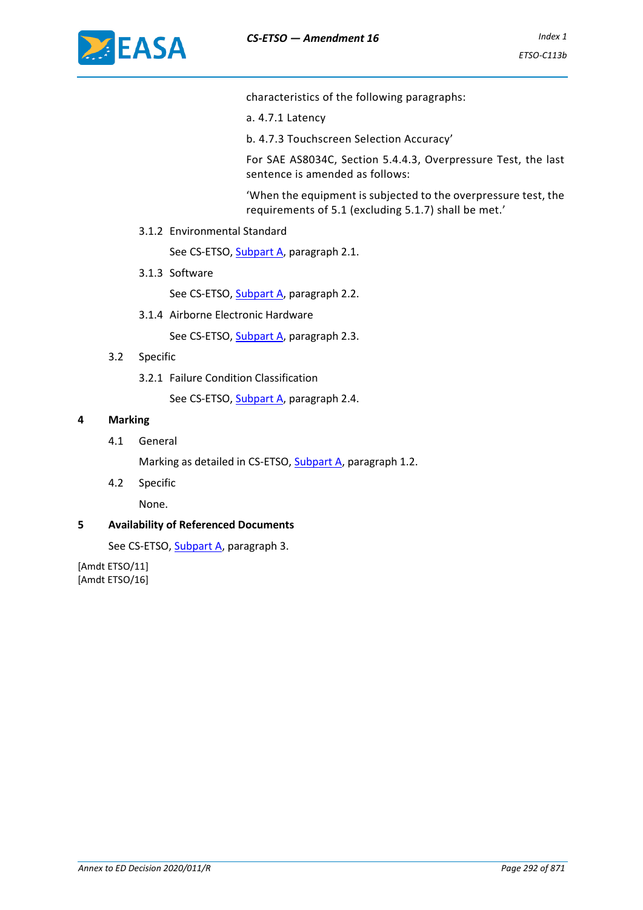characteristics of the following paragraphs:

a. 4.7.1 Latency

b. 4.7.3 Touchscreen Selection Accuracy'

For SAE AS8034C, Section 5.4.4.3, Overpressure Test, the last sentence is amended as follows:

'When the equipment is subjected to the overpressure test, the requirements of 5.1 (excluding 5.1.7) shall be met.'

3.1.2 Environmental Standard

See CS-ETSO, Subpart A, paragraph 2.1.

3.1.3 Software

See CS-ETSO, Subpart A, paragraph 2.2.

3.1.4 Airborne Electronic Hardware

See CS-ETSO, Subpart A, paragraph 2.3.

3.2 Specific

3.2.1 Failure Condition Classification

See CS-ETSO, Subpart A, paragraph 2.4.

## 4 Marking

4.1 General

Marking as detailed in CS-ETSO, Subpart A, paragraph 1.2.

4.2 Specific

None.

## 5 Availability of Referenced Documents

See CS-ETSO, Subpart A, paragraph 3.

[Amdt ETSO/11]
[Amdt ETSO/16]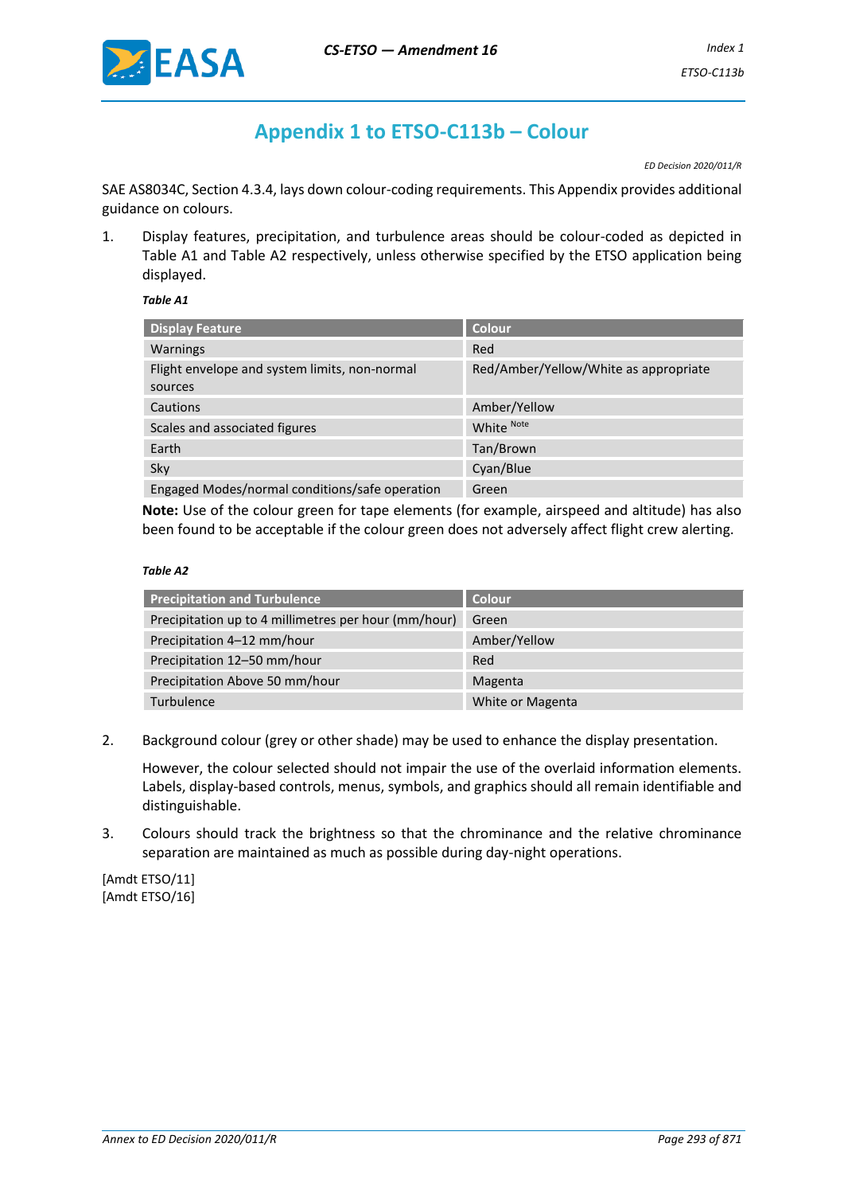# Appendix 1 to ETSO-C113b – Colour

*ED Decision 2020/011/R*

SAE AS8034C, Section 4.3.4, lays down colour-coding requirements. This Appendix provides additional guidance on colours.

1. Display features, precipitation, and turbulence areas should be colour-coded as depicted in Table A1 and Table A2 respectively, unless otherwise specified by the ETSO application being displayed.

***Table A1***

| Display Feature | Colour |
|---|---|
| Warnings | Red |
| Flight envelope and system limits, non-normal sources | Red/Amber/Yellow/White as appropriate |
| Cautions | Amber/Yellow |
| Scales and associated figures | White [Note] |
| Earth | Tan/Brown |
| Sky | Cyan/Blue |
| Engaged Modes/normal conditions/safe operation | Green |

**Note:** Use of the colour green for tape elements (for example, airspeed and altitude) has also been found to be acceptable if the colour green does not adversely affect flight crew alerting.

***Table A2***

| Precipitation and Turbulence | Colour |
|---|---|
| Precipitation up to 4 millimetres per hour (mm/hour) | Green |
| Precipitation 4–12 mm/hour | Amber/Yellow |
| Precipitation 12–50 mm/hour | Red |
| Precipitation Above 50 mm/hour | Magenta |
| Turbulence | White or Magenta |

2. Background colour (grey or other shade) may be used to enhance the display presentation.

   However, the colour selected should not impair the use of the overlaid information elements. Labels, display-based controls, menus, symbols, and graphics should all remain identifiable and distinguishable.

3. Colours should track the brightness so that the chrominance and the relative chrominance separation are maintained as much as possible during day-night operations.

[Amdt ETSO/11]
[Amdt ETSO/16]